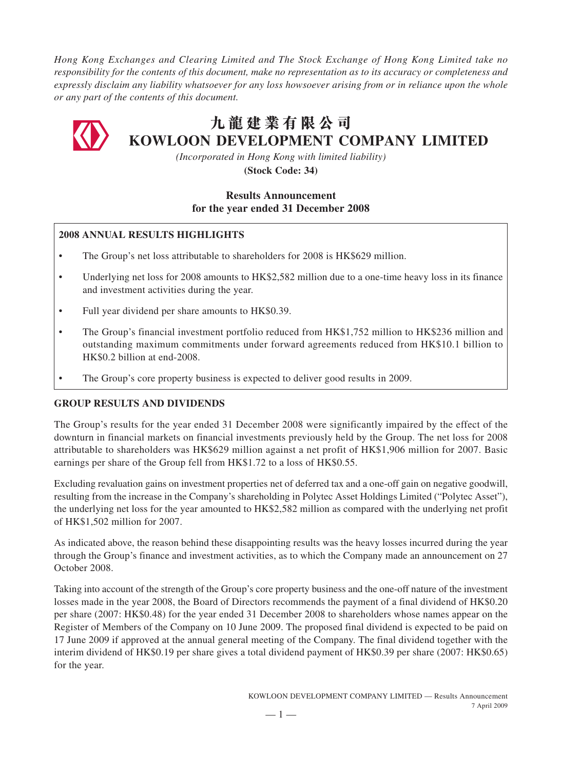*Hong Kong Exchanges and Clearing Limited and The Stock Exchange of Hong Kong Limited take no responsibility for the contents of this document, make no representation as to its accuracy or completeness and expressly disclaim any liability whatsoever for any loss howsoever arising from or in reliance upon the whole or any part of the contents of this document.*

# 九龍建業有限公司
# KOWLOON DEVELOPMENT COMPANY LIMITED

*(Incorporated in Hong Kong with limited liability)*

**(Stock Code: 34)**

## Results Announcement
## for the year ended 31 December 2008

**2008 ANNUAL RESULTS HIGHLIGHTS**

- The Group's net loss attributable to shareholders for 2008 is HK$629 million.
- Underlying net loss for 2008 amounts to HK$2,582 million due to a one-time heavy loss in its finance and investment activities during the year.
- Full year dividend per share amounts to HK$0.39.
- The Group's financial investment portfolio reduced from HK$1,752 million to HK$236 million and outstanding maximum commitments under forward agreements reduced from HK$10.1 billion to HK$0.2 billion at end-2008.
- The Group's core property business is expected to deliver good results in 2009.

## GROUP RESULTS AND DIVIDENDS

The Group's results for the year ended 31 December 2008 were significantly impaired by the effect of the downturn in financial markets on financial investments previously held by the Group. The net loss for 2008 attributable to shareholders was HK$629 million against a net profit of HK$1,906 million for 2007. Basic earnings per share of the Group fell from HK$1.72 to a loss of HK$0.55.

Excluding revaluation gains on investment properties net of deferred tax and a one-off gain on negative goodwill, resulting from the increase in the Company's shareholding in Polytec Asset Holdings Limited ("Polytec Asset"), the underlying net loss for the year amounted to HK$2,582 million as compared with the underlying net profit of HK$1,502 million for 2007.

As indicated above, the reason behind these disappointing results was the heavy losses incurred during the year through the Group's finance and investment activities, as to which the Company made an announcement on 27 October 2008.

Taking into account of the strength of the Group's core property business and the one-off nature of the investment losses made in the year 2008, the Board of Directors recommends the payment of a final dividend of HK$0.20 per share (2007: HK$0.48) for the year ended 31 December 2008 to shareholders whose names appear on the Register of Members of the Company on 10 June 2009. The proposed final dividend is expected to be paid on 17 June 2009 if approved at the annual general meeting of the Company. The final dividend together with the interim dividend of HK$0.19 per share gives a total dividend payment of HK$0.39 per share (2007: HK$0.65) for the year.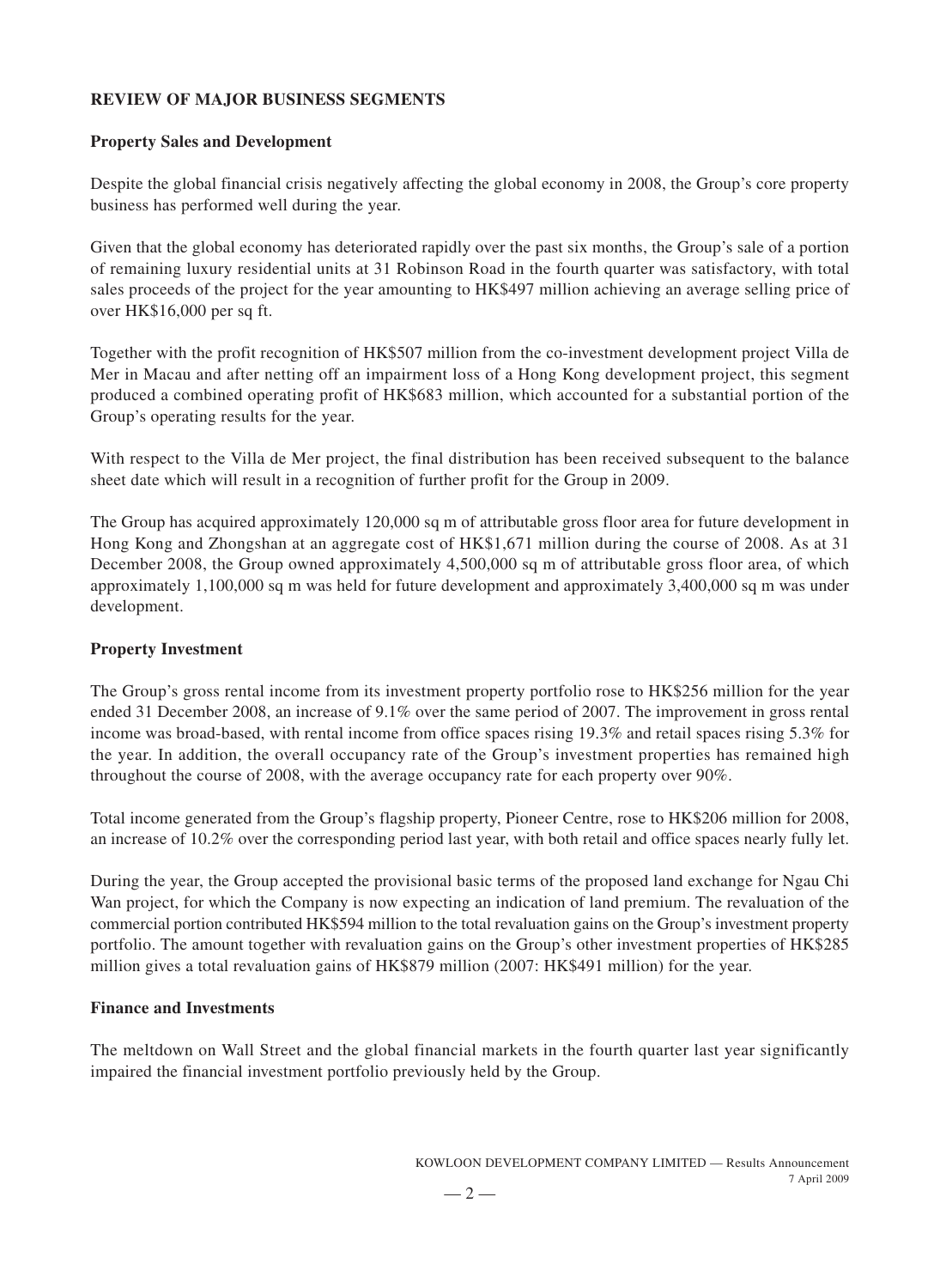## REVIEW OF MAJOR BUSINESS SEGMENTS

### Property Sales and Development

Despite the global financial crisis negatively affecting the global economy in 2008, the Group's core property business has performed well during the year.

Given that the global economy has deteriorated rapidly over the past six months, the Group's sale of a portion of remaining luxury residential units at 31 Robinson Road in the fourth quarter was satisfactory, with total sales proceeds of the project for the year amounting to HK$497 million achieving an average selling price of over HK$16,000 per sq ft.

Together with the profit recognition of HK$507 million from the co-investment development project Villa de Mer in Macau and after netting off an impairment loss of a Hong Kong development project, this segment produced a combined operating profit of HK$683 million, which accounted for a substantial portion of the Group's operating results for the year.

With respect to the Villa de Mer project, the final distribution has been received subsequent to the balance sheet date which will result in a recognition of further profit for the Group in 2009.

The Group has acquired approximately 120,000 sq m of attributable gross floor area for future development in Hong Kong and Zhongshan at an aggregate cost of HK$1,671 million during the course of 2008. As at 31 December 2008, the Group owned approximately 4,500,000 sq m of attributable gross floor area, of which approximately 1,100,000 sq m was held for future development and approximately 3,400,000 sq m was under development.

### Property Investment

The Group's gross rental income from its investment property portfolio rose to HK$256 million for the year ended 31 December 2008, an increase of 9.1% over the same period of 2007. The improvement in gross rental income was broad-based, with rental income from office spaces rising 19.3% and retail spaces rising 5.3% for the year. In addition, the overall occupancy rate of the Group's investment properties has remained high throughout the course of 2008, with the average occupancy rate for each property over 90%.

Total income generated from the Group's flagship property, Pioneer Centre, rose to HK$206 million for 2008, an increase of 10.2% over the corresponding period last year, with both retail and office spaces nearly fully let.

During the year, the Group accepted the provisional basic terms of the proposed land exchange for Ngau Chi Wan project, for which the Company is now expecting an indication of land premium. The revaluation of the commercial portion contributed HK$594 million to the total revaluation gains on the Group's investment property portfolio. The amount together with revaluation gains on the Group's other investment properties of HK$285 million gives a total revaluation gains of HK$879 million (2007: HK$491 million) for the year.

### Finance and Investments

The meltdown on Wall Street and the global financial markets in the fourth quarter last year significantly impaired the financial investment portfolio previously held by the Group.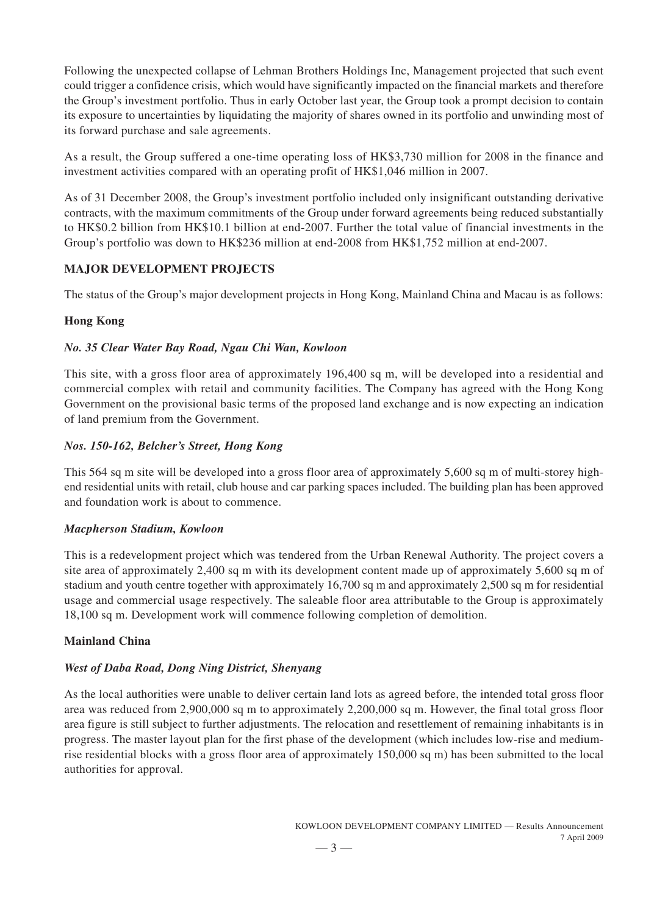Following the unexpected collapse of Lehman Brothers Holdings Inc, Management projected that such event could trigger a confidence crisis, which would have significantly impacted on the financial markets and therefore the Group's investment portfolio. Thus in early October last year, the Group took a prompt decision to contain its exposure to uncertainties by liquidating the majority of shares owned in its portfolio and unwinding most of its forward purchase and sale agreements.

As a result, the Group suffered a one-time operating loss of HK$3,730 million for 2008 in the finance and investment activities compared with an operating profit of HK$1,046 million in 2007.

As of 31 December 2008, the Group's investment portfolio included only insignificant outstanding derivative contracts, with the maximum commitments of the Group under forward agreements being reduced substantially to HK$0.2 billion from HK$10.1 billion at end-2007. Further the total value of financial investments in the Group's portfolio was down to HK$236 million at end-2008 from HK$1,752 million at end-2007.

## MAJOR DEVELOPMENT PROJECTS

The status of the Group's major development projects in Hong Kong, Mainland China and Macau is as follows:

### Hong Kong

***No. 35 Clear Water Bay Road, Ngau Chi Wan, Kowloon***

This site, with a gross floor area of approximately 196,400 sq m, will be developed into a residential and commercial complex with retail and community facilities. The Company has agreed with the Hong Kong Government on the provisional basic terms of the proposed land exchange and is now expecting an indication of land premium from the Government.

***Nos. 150-162, Belcher's Street, Hong Kong***

This 564 sq m site will be developed into a gross floor area of approximately 5,600 sq m of multi-storey high-end residential units with retail, club house and car parking spaces included. The building plan has been approved and foundation work is about to commence.

***Macpherson Stadium, Kowloon***

This is a redevelopment project which was tendered from the Urban Renewal Authority. The project covers a site area of approximately 2,400 sq m with its development content made up of approximately 5,600 sq m of stadium and youth centre together with approximately 16,700 sq m and approximately 2,500 sq m for residential usage and commercial usage respectively. The saleable floor area attributable to the Group is approximately 18,100 sq m. Development work will commence following completion of demolition.

### Mainland China

***West of Daba Road, Dong Ning District, Shenyang***

As the local authorities were unable to deliver certain land lots as agreed before, the intended total gross floor area was reduced from 2,900,000 sq m to approximately 2,200,000 sq m. However, the final total gross floor area figure is still subject to further adjustments. The relocation and resettlement of remaining inhabitants is in progress. The master layout plan for the first phase of the development (which includes low-rise and medium-rise residential blocks with a gross floor area of approximately 150,000 sq m) has been submitted to the local authorities for approval.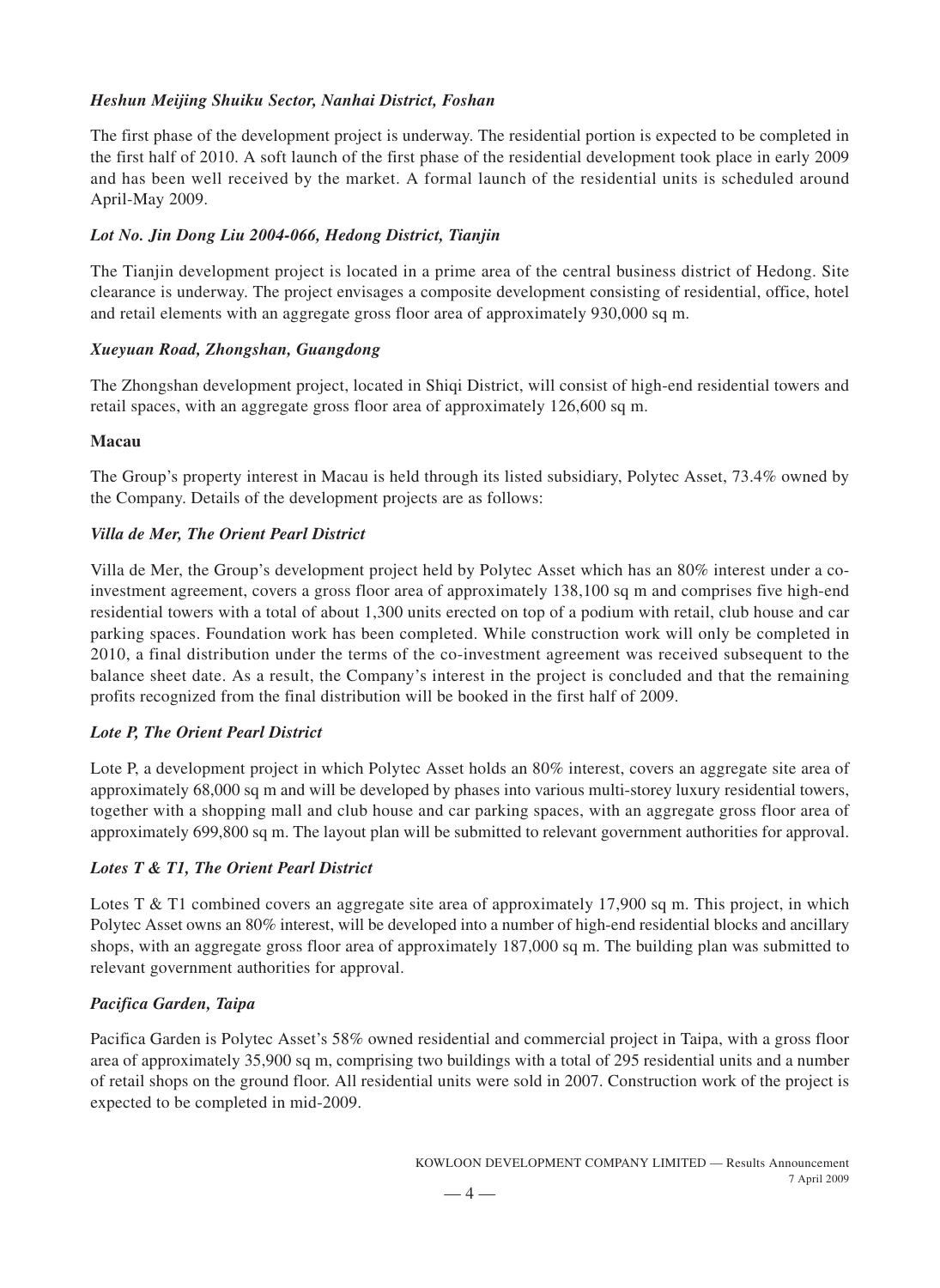*Heshun Meijing Shuiku Sector, Nanhai District, Foshan*

The first phase of the development project is underway. The residential portion is expected to be completed in the first half of 2010. A soft launch of the first phase of the residential development took place in early 2009 and has been well received by the market. A formal launch of the residential units is scheduled around April-May 2009.

*Lot No. Jin Dong Liu 2004-066, Hedong District, Tianjin*

The Tianjin development project is located in a prime area of the central business district of Hedong. Site clearance is underway. The project envisages a composite development consisting of residential, office, hotel and retail elements with an aggregate gross floor area of approximately 930,000 sq m.

*Xueyuan Road, Zhongshan, Guangdong*

The Zhongshan development project, located in Shiqi District, will consist of high-end residential towers and retail spaces, with an aggregate gross floor area of approximately 126,600 sq m.

**Macau**

The Group's property interest in Macau is held through its listed subsidiary, Polytec Asset, 73.4% owned by the Company. Details of the development projects are as follows:

*Villa de Mer, The Orient Pearl District*

Villa de Mer, the Group's development project held by Polytec Asset which has an 80% interest under a co-investment agreement, covers a gross floor area of approximately 138,100 sq m and comprises five high-end residential towers with a total of about 1,300 units erected on top of a podium with retail, club house and car parking spaces. Foundation work has been completed. While construction work will only be completed in 2010, a final distribution under the terms of the co-investment agreement was received subsequent to the balance sheet date. As a result, the Company's interest in the project is concluded and that the remaining profits recognized from the final distribution will be booked in the first half of 2009.

*Lote P, The Orient Pearl District*

Lote P, a development project in which Polytec Asset holds an 80% interest, covers an aggregate site area of approximately 68,000 sq m and will be developed by phases into various multi-storey luxury residential towers, together with a shopping mall and club house and car parking spaces, with an aggregate gross floor area of approximately 699,800 sq m. The layout plan will be submitted to relevant government authorities for approval.

*Lotes T & T1, The Orient Pearl District*

Lotes T & T1 combined covers an aggregate site area of approximately 17,900 sq m. This project, in which Polytec Asset owns an 80% interest, will be developed into a number of high-end residential blocks and ancillary shops, with an aggregate gross floor area of approximately 187,000 sq m. The building plan was submitted to relevant government authorities for approval.

*Pacifica Garden, Taipa*

Pacifica Garden is Polytec Asset's 58% owned residential and commercial project in Taipa, with a gross floor area of approximately 35,900 sq m, comprising two buildings with a total of 295 residential units and a number of retail shops on the ground floor. All residential units were sold in 2007. Construction work of the project is expected to be completed in mid-2009.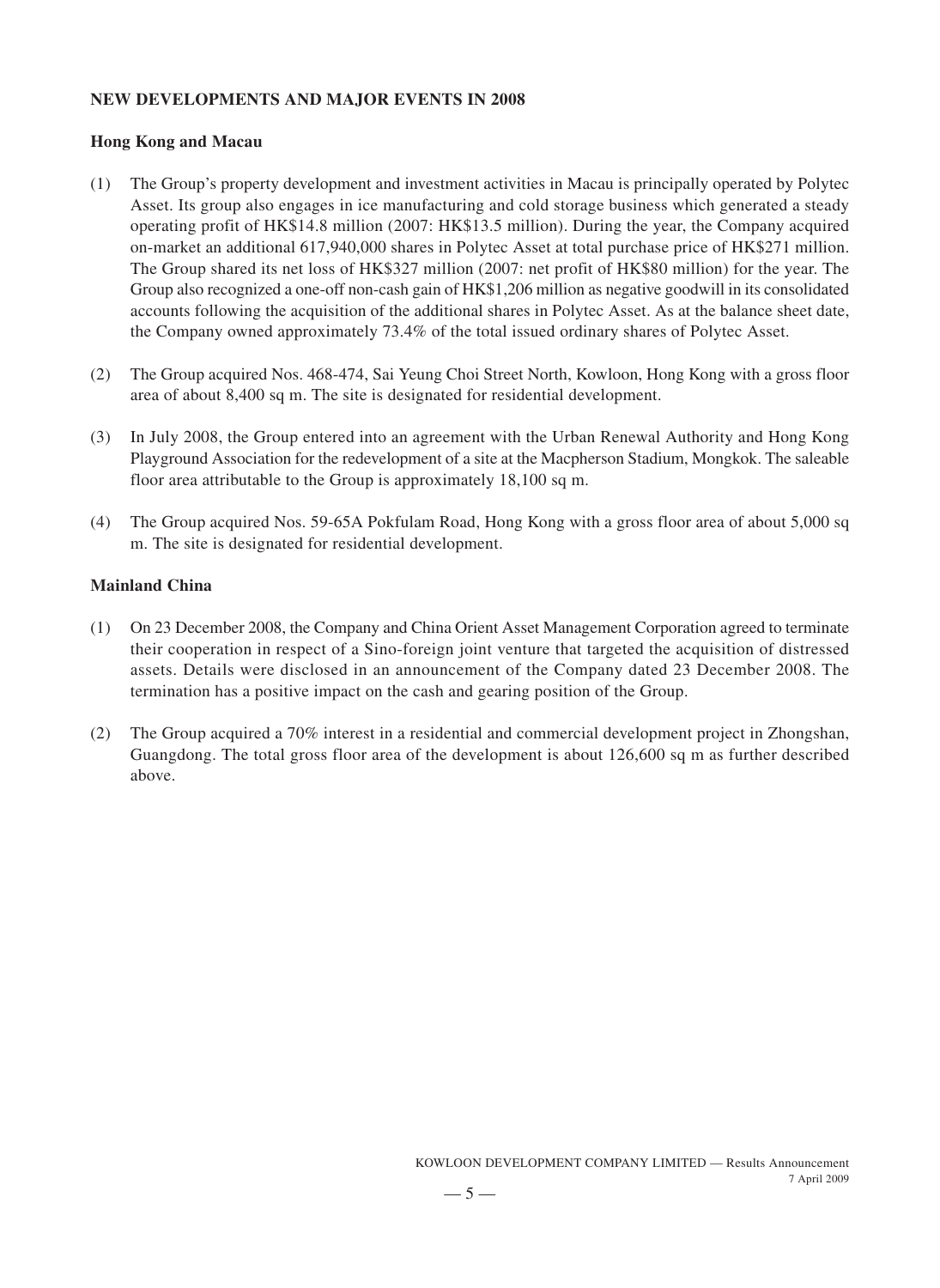## NEW DEVELOPMENTS AND MAJOR EVENTS IN 2008

### Hong Kong and Macau

(1) The Group's property development and investment activities in Macau is principally operated by Polytec Asset. Its group also engages in ice manufacturing and cold storage business which generated a steady operating profit of HK$14.8 million (2007: HK$13.5 million). During the year, the Company acquired on-market an additional 617,940,000 shares in Polytec Asset at total purchase price of HK$271 million. The Group shared its net loss of HK$327 million (2007: net profit of HK$80 million) for the year. The Group also recognized a one-off non-cash gain of HK$1,206 million as negative goodwill in its consolidated accounts following the acquisition of the additional shares in Polytec Asset. As at the balance sheet date, the Company owned approximately 73.4% of the total issued ordinary shares of Polytec Asset.

(2) The Group acquired Nos. 468-474, Sai Yeung Choi Street North, Kowloon, Hong Kong with a gross floor area of about 8,400 sq m. The site is designated for residential development.

(3) In July 2008, the Group entered into an agreement with the Urban Renewal Authority and Hong Kong Playground Association for the redevelopment of a site at the Macpherson Stadium, Mongkok. The saleable floor area attributable to the Group is approximately 18,100 sq m.

(4) The Group acquired Nos. 59-65A Pokfulam Road, Hong Kong with a gross floor area of about 5,000 sq m. The site is designated for residential development.

### Mainland China

(1) On 23 December 2008, the Company and China Orient Asset Management Corporation agreed to terminate their cooperation in respect of a Sino-foreign joint venture that targeted the acquisition of distressed assets. Details were disclosed in an announcement of the Company dated 23 December 2008. The termination has a positive impact on the cash and gearing position of the Group.

(2) The Group acquired a 70% interest in a residential and commercial development project in Zhongshan, Guangdong. The total gross floor area of the development is about 126,600 sq m as further described above.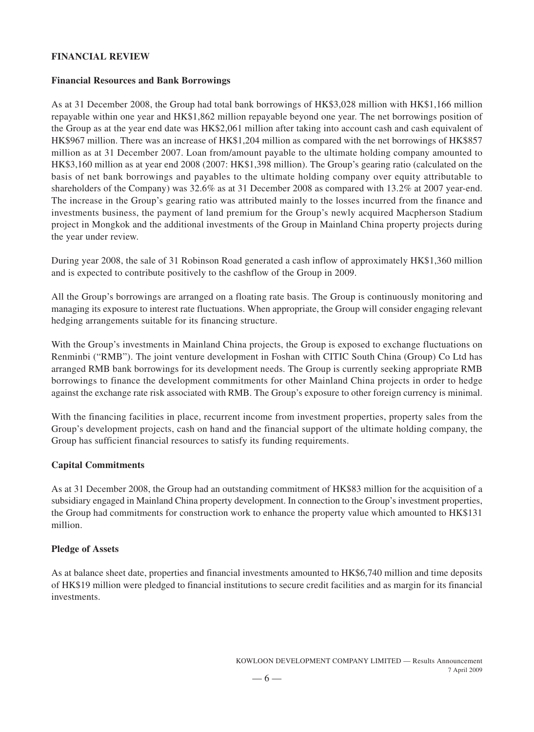## FINANCIAL REVIEW

### Financial Resources and Bank Borrowings

As at 31 December 2008, the Group had total bank borrowings of HK$3,028 million with HK$1,166 million repayable within one year and HK$1,862 million repayable beyond one year. The net borrowings position of the Group as at the year end date was HK$2,061 million after taking into account cash and cash equivalent of HK$967 million. There was an increase of HK$1,204 million as compared with the net borrowings of HK$857 million as at 31 December 2007. Loan from/amount payable to the ultimate holding company amounted to HK$3,160 million as at year end 2008 (2007: HK$1,398 million). The Group's gearing ratio (calculated on the basis of net bank borrowings and payables to the ultimate holding company over equity attributable to shareholders of the Company) was 32.6% as at 31 December 2008 as compared with 13.2% at 2007 year-end. The increase in the Group's gearing ratio was attributed mainly to the losses incurred from the finance and investments business, the payment of land premium for the Group's newly acquired Macpherson Stadium project in Mongkok and the additional investments of the Group in Mainland China property projects during the year under review.

During year 2008, the sale of 31 Robinson Road generated a cash inflow of approximately HK$1,360 million and is expected to contribute positively to the cashflow of the Group in 2009.

All the Group's borrowings are arranged on a floating rate basis. The Group is continuously monitoring and managing its exposure to interest rate fluctuations. When appropriate, the Group will consider engaging relevant hedging arrangements suitable for its financing structure.

With the Group's investments in Mainland China projects, the Group is exposed to exchange fluctuations on Renminbi ("RMB"). The joint venture development in Foshan with CITIC South China (Group) Co Ltd has arranged RMB bank borrowings for its development needs. The Group is currently seeking appropriate RMB borrowings to finance the development commitments for other Mainland China projects in order to hedge against the exchange rate risk associated with RMB. The Group's exposure to other foreign currency is minimal.

With the financing facilities in place, recurrent income from investment properties, property sales from the Group's development projects, cash on hand and the financial support of the ultimate holding company, the Group has sufficient financial resources to satisfy its funding requirements.

### Capital Commitments

As at 31 December 2008, the Group had an outstanding commitment of HK$83 million for the acquisition of a subsidiary engaged in Mainland China property development. In connection to the Group's investment properties, the Group had commitments for construction work to enhance the property value which amounted to HK$131 million.

### Pledge of Assets

As at balance sheet date, properties and financial investments amounted to HK$6,740 million and time deposits of HK$19 million were pledged to financial institutions to secure credit facilities and as margin for its financial investments.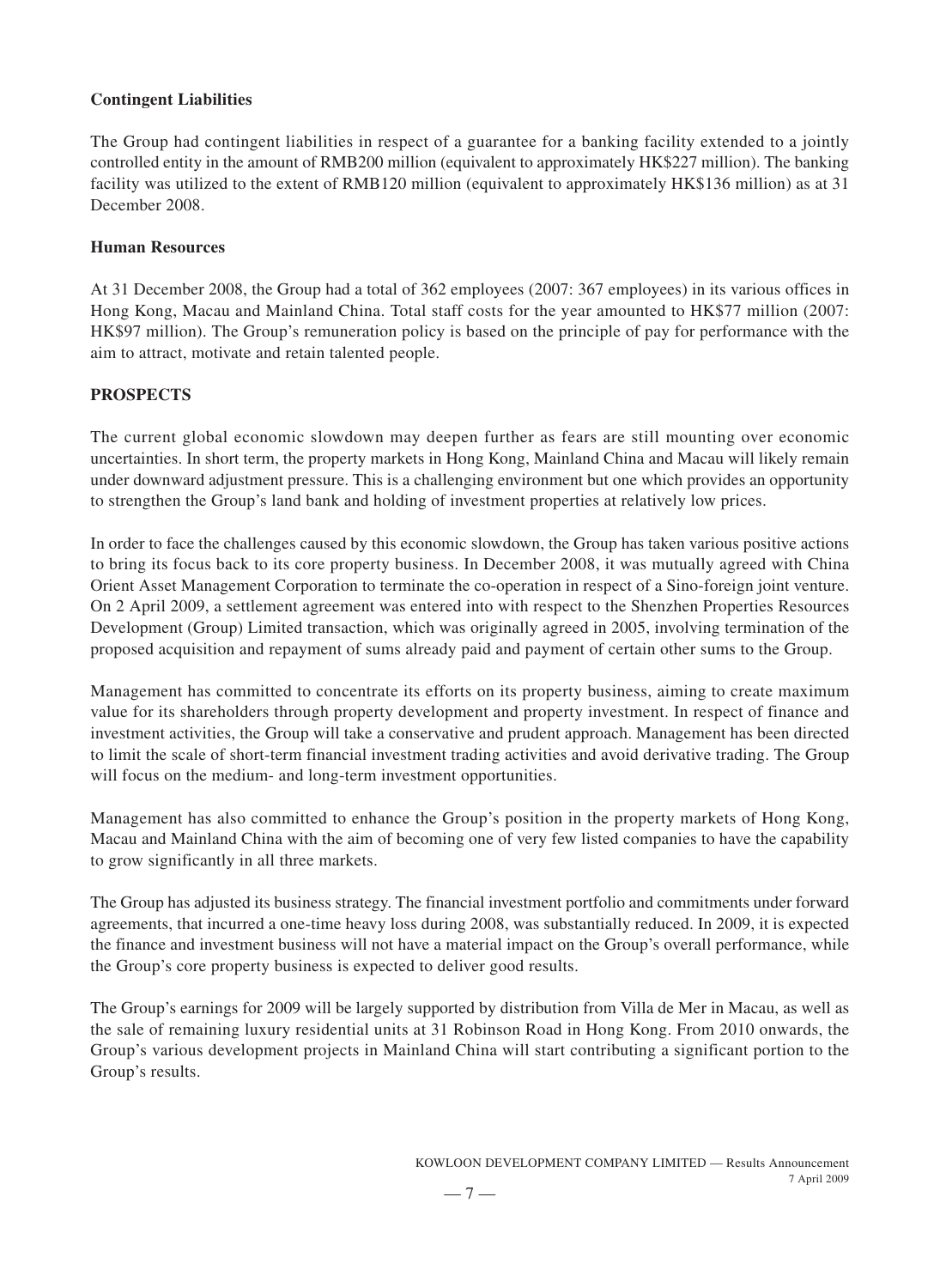**Contingent Liabilities**

The Group had contingent liabilities in respect of a guarantee for a banking facility extended to a jointly controlled entity in the amount of RMB200 million (equivalent to approximately HK$227 million). The banking facility was utilized to the extent of RMB120 million (equivalent to approximately HK$136 million) as at 31 December 2008.

**Human Resources**

At 31 December 2008, the Group had a total of 362 employees (2007: 367 employees) in its various offices in Hong Kong, Macau and Mainland China. Total staff costs for the year amounted to HK$77 million (2007: HK$97 million). The Group's remuneration policy is based on the principle of pay for performance with the aim to attract, motivate and retain talented people.

## PROSPECTS

The current global economic slowdown may deepen further as fears are still mounting over economic uncertainties. In short term, the property markets in Hong Kong, Mainland China and Macau will likely remain under downward adjustment pressure. This is a challenging environment but one which provides an opportunity to strengthen the Group's land bank and holding of investment properties at relatively low prices.

In order to face the challenges caused by this economic slowdown, the Group has taken various positive actions to bring its focus back to its core property business. In December 2008, it was mutually agreed with China Orient Asset Management Corporation to terminate the co-operation in respect of a Sino-foreign joint venture. On 2 April 2009, a settlement agreement was entered into with respect to the Shenzhen Properties Resources Development (Group) Limited transaction, which was originally agreed in 2005, involving termination of the proposed acquisition and repayment of sums already paid and payment of certain other sums to the Group.

Management has committed to concentrate its efforts on its property business, aiming to create maximum value for its shareholders through property development and property investment. In respect of finance and investment activities, the Group will take a conservative and prudent approach. Management has been directed to limit the scale of short-term financial investment trading activities and avoid derivative trading. The Group will focus on the medium- and long-term investment opportunities.

Management has also committed to enhance the Group's position in the property markets of Hong Kong, Macau and Mainland China with the aim of becoming one of very few listed companies to have the capability to grow significantly in all three markets.

The Group has adjusted its business strategy. The financial investment portfolio and commitments under forward agreements, that incurred a one-time heavy loss during 2008, was substantially reduced. In 2009, it is expected the finance and investment business will not have a material impact on the Group's overall performance, while the Group's core property business is expected to deliver good results.

The Group's earnings for 2009 will be largely supported by distribution from Villa de Mer in Macau, as well as the sale of remaining luxury residential units at 31 Robinson Road in Hong Kong. From 2010 onwards, the Group's various development projects in Mainland China will start contributing a significant portion to the Group's results.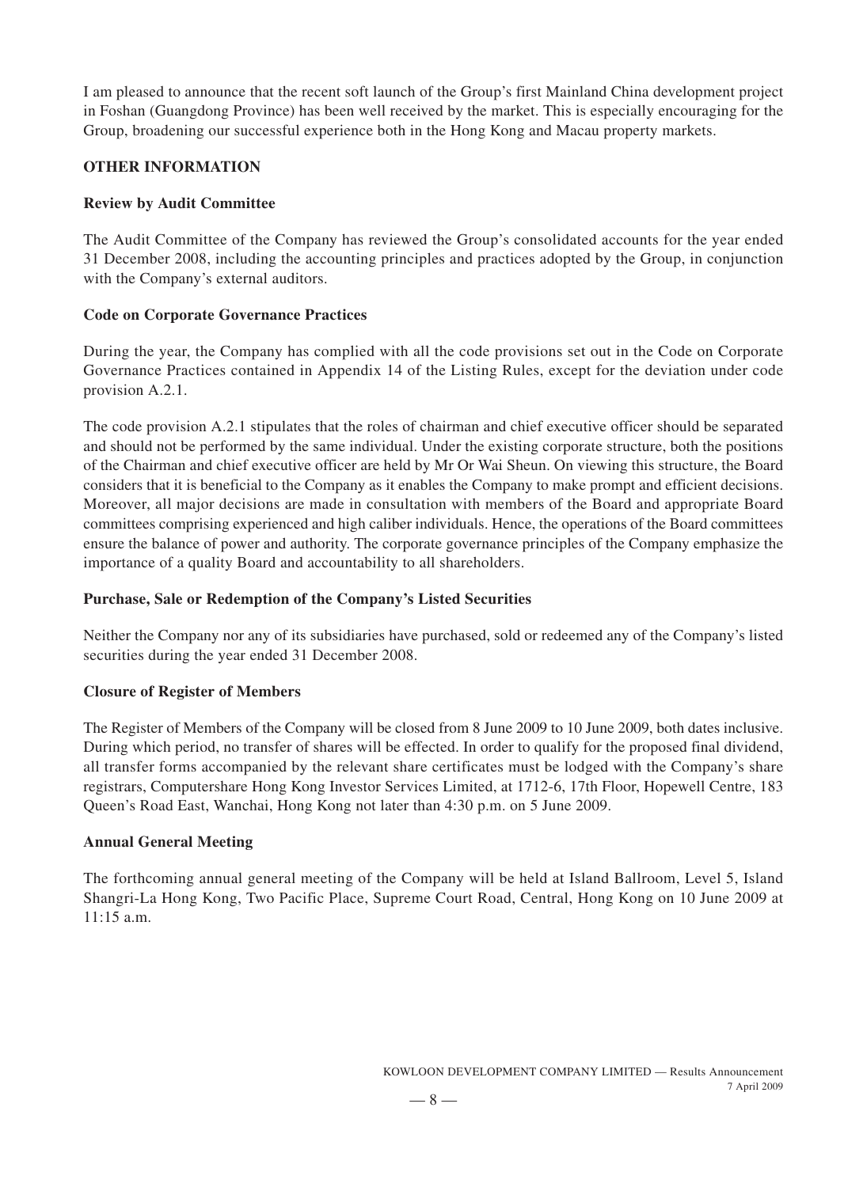I am pleased to announce that the recent soft launch of the Group's first Mainland China development project in Foshan (Guangdong Province) has been well received by the market. This is especially encouraging for the Group, broadening our successful experience both in the Hong Kong and Macau property markets.

## OTHER INFORMATION

### Review by Audit Committee

The Audit Committee of the Company has reviewed the Group's consolidated accounts for the year ended 31 December 2008, including the accounting principles and practices adopted by the Group, in conjunction with the Company's external auditors.

### Code on Corporate Governance Practices

During the year, the Company has complied with all the code provisions set out in the Code on Corporate Governance Practices contained in Appendix 14 of the Listing Rules, except for the deviation under code provision A.2.1.

The code provision A.2.1 stipulates that the roles of chairman and chief executive officer should be separated and should not be performed by the same individual. Under the existing corporate structure, both the positions of the Chairman and chief executive officer are held by Mr Or Wai Sheun. On viewing this structure, the Board considers that it is beneficial to the Company as it enables the Company to make prompt and efficient decisions. Moreover, all major decisions are made in consultation with members of the Board and appropriate Board committees comprising experienced and high caliber individuals. Hence, the operations of the Board committees ensure the balance of power and authority. The corporate governance principles of the Company emphasize the importance of a quality Board and accountability to all shareholders.

### Purchase, Sale or Redemption of the Company's Listed Securities

Neither the Company nor any of its subsidiaries have purchased, sold or redeemed any of the Company's listed securities during the year ended 31 December 2008.

### Closure of Register of Members

The Register of Members of the Company will be closed from 8 June 2009 to 10 June 2009, both dates inclusive. During which period, no transfer of shares will be effected. In order to qualify for the proposed final dividend, all transfer forms accompanied by the relevant share certificates must be lodged with the Company's share registrars, Computershare Hong Kong Investor Services Limited, at 1712-6, 17th Floor, Hopewell Centre, 183 Queen's Road East, Wanchai, Hong Kong not later than 4:30 p.m. on 5 June 2009.

### Annual General Meeting

The forthcoming annual general meeting of the Company will be held at Island Ballroom, Level 5, Island Shangri-La Hong Kong, Two Pacific Place, Supreme Court Road, Central, Hong Kong on 10 June 2009 at 11:15 a.m.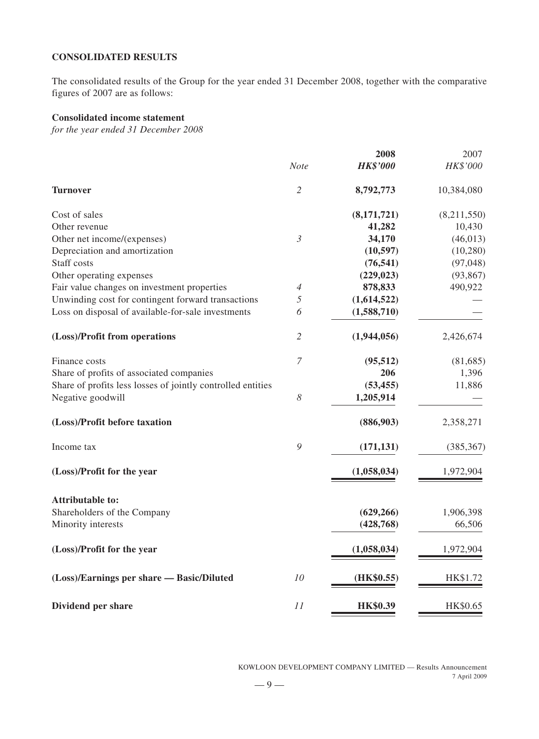**CONSOLIDATED RESULTS**

The consolidated results of the Group for the year ended 31 December 2008, together with the comparative figures of 2007 are as follows:

**Consolidated income statement**

*for the year ended 31 December 2008*

| | *Note* | **2008** *HK$'000* | 2007 *HK$'000* |
|---|---|---|---|
| **Turnover** | *2* | **8,792,773** | 10,384,080 |
| Cost of sales | | **(8,171,721)** | (8,211,550) |
| Other revenue | | **41,282** | 10,430 |
| Other net income/(expenses) | *3* | **34,170** | (46,013) |
| Depreciation and amortization | | **(10,597)** | (10,280) |
| Staff costs | | **(76,541)** | (97,048) |
| Other operating expenses | | **(229,023)** | (93,867) |
| Fair value changes on investment properties | *4* | **878,833** | 490,922 |
| Unwinding cost for contingent forward transactions | *5* | **(1,614,522)** | — |
| Loss on disposal of available-for-sale investments | *6* | **(1,588,710)** | — |
| **(Loss)/Profit from operations** | *2* | **(1,944,056)** | 2,426,674 |
| Finance costs | *7* | **(95,512)** | (81,685) |
| Share of profits of associated companies | | **206** | 1,396 |
| Share of profits less losses of jointly controlled entities | | **(53,455)** | 11,886 |
| Negative goodwill | *8* | **1,205,914** | — |
| **(Loss)/Profit before taxation** | | **(886,903)** | 2,358,271 |
| Income tax | *9* | **(171,131)** | (385,367) |
| **(Loss)/Profit for the year** | | **(1,058,034)** | 1,972,904 |
| **Attributable to:** | | | |
| Shareholders of the Company | | **(629,266)** | 1,906,398 |
| Minority interests | | **(428,768)** | 66,506 |
| **(Loss)/Profit for the year** | | **(1,058,034)** | 1,972,904 |
| **(Loss)/Earnings per share — Basic/Diluted** | *10* | **(HK$0.55)** | HK$1.72 |
| **Dividend per share** | *11* | **HK$0.39** | HK$0.65 |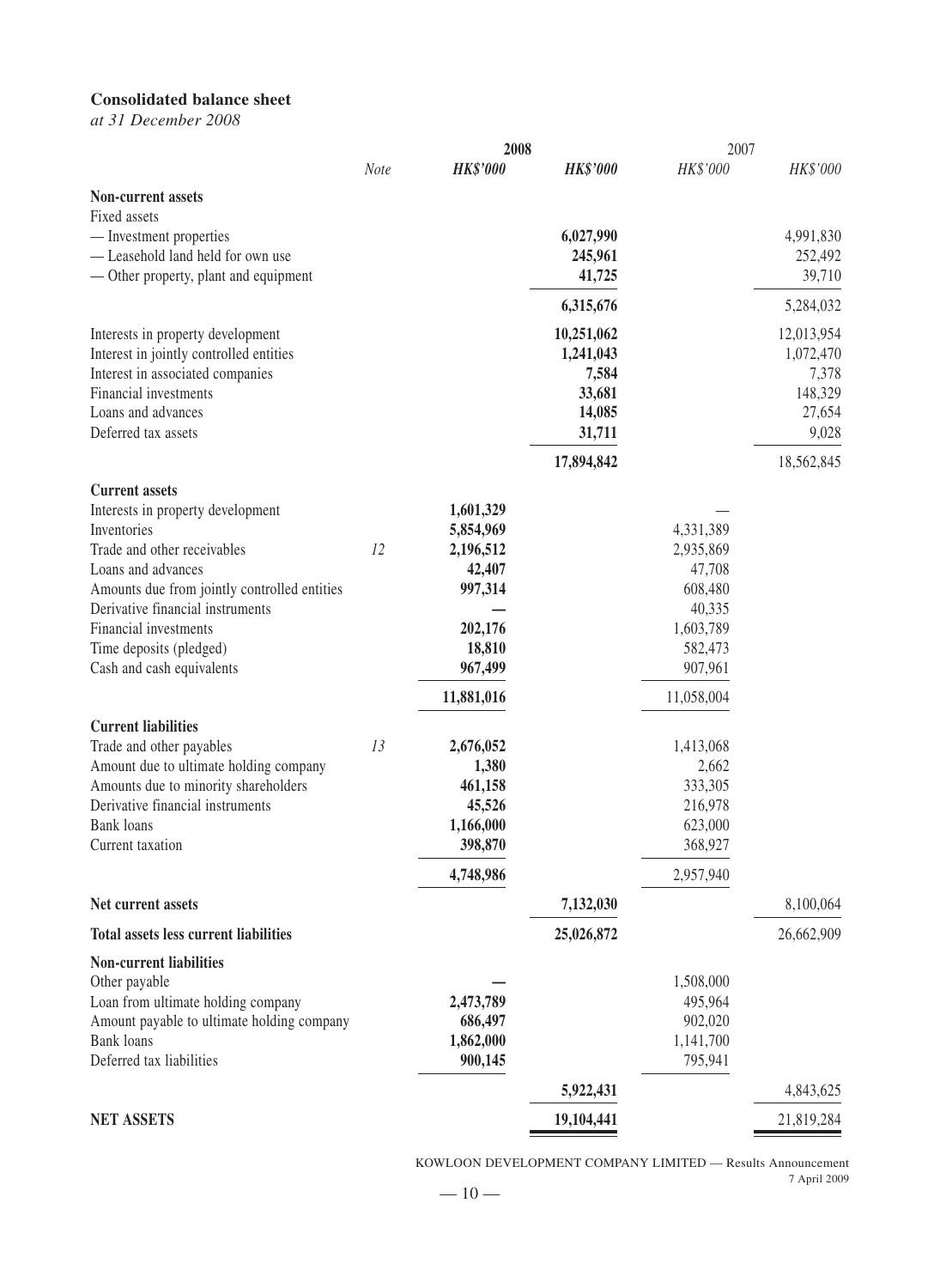**Consolidated balance sheet**

*at 31 December 2008*

| | Note | 2008 HK$'000 | 2008 HK$'000 | 2007 HK$'000 | 2007 HK$'000 |
|---|---|---|---|---|---|
| **Non-current assets** | | | | | |
| Fixed assets | | | | | |
| — Investment properties | | | **6,027,990** | | 4,991,830 |
| — Leasehold land held for own use | | | **245,961** | | 252,492 |
| — Other property, plant and equipment | | | **41,725** | | 39,710 |
| | | | **6,315,676** | | 5,284,032 |
| Interests in property development | | | **10,251,062** | | 12,013,954 |
| Interest in jointly controlled entities | | | **1,241,043** | | 1,072,470 |
| Interest in associated companies | | | **7,584** | | 7,378 |
| Financial investments | | | **33,681** | | 148,329 |
| Loans and advances | | | **14,085** | | 27,654 |
| Deferred tax assets | | | **31,711** | | 9,028 |
| | | | **17,894,842** | | 18,562,845 |
| **Current assets** | | | | | |
| Interests in property development | | **1,601,329** | | — | |
| Inventories | | **5,854,969** | | 4,331,389 | |
| Trade and other receivables | 12 | **2,196,512** | | 2,935,869 | |
| Loans and advances | | **42,407** | | 47,708 | |
| Amounts due from jointly controlled entities | | **997,314** | | 608,480 | |
| Derivative financial instruments | | **—** | | 40,335 | |
| Financial investments | | **202,176** | | 1,603,789 | |
| Time deposits (pledged) | | **18,810** | | 582,473 | |
| Cash and cash equivalents | | **967,499** | | 907,961 | |
| | | **11,881,016** | | 11,058,004 | |
| **Current liabilities** | | | | | |
| Trade and other payables | 13 | **2,676,052** | | 1,413,068 | |
| Amount due to ultimate holding company | | **1,380** | | 2,662 | |
| Amounts due to minority shareholders | | **461,158** | | 333,305 | |
| Derivative financial instruments | | **45,526** | | 216,978 | |
| Bank loans | | **1,166,000** | | 623,000 | |
| Current taxation | | **398,870** | | 368,927 | |
| | | **4,748,986** | | 2,957,940 | |
| **Net current assets** | | | **7,132,030** | | 8,100,064 |
| **Total assets less current liabilities** | | | **25,026,872** | | 26,662,909 |
| **Non-current liabilities** | | | | | |
| Other payable | | **—** | | 1,508,000 | |
| Loan from ultimate holding company | | **2,473,789** | | 495,964 | |
| Amount payable to ultimate holding company | | **686,497** | | 902,020 | |
| Bank loans | | **1,862,000** | | 1,141,700 | |
| Deferred tax liabilities | | **900,145** | | 795,941 | |
| | | | **5,922,431** | | 4,843,625 |
| **NET ASSETS** | | | **19,104,441** | | 21,819,284 |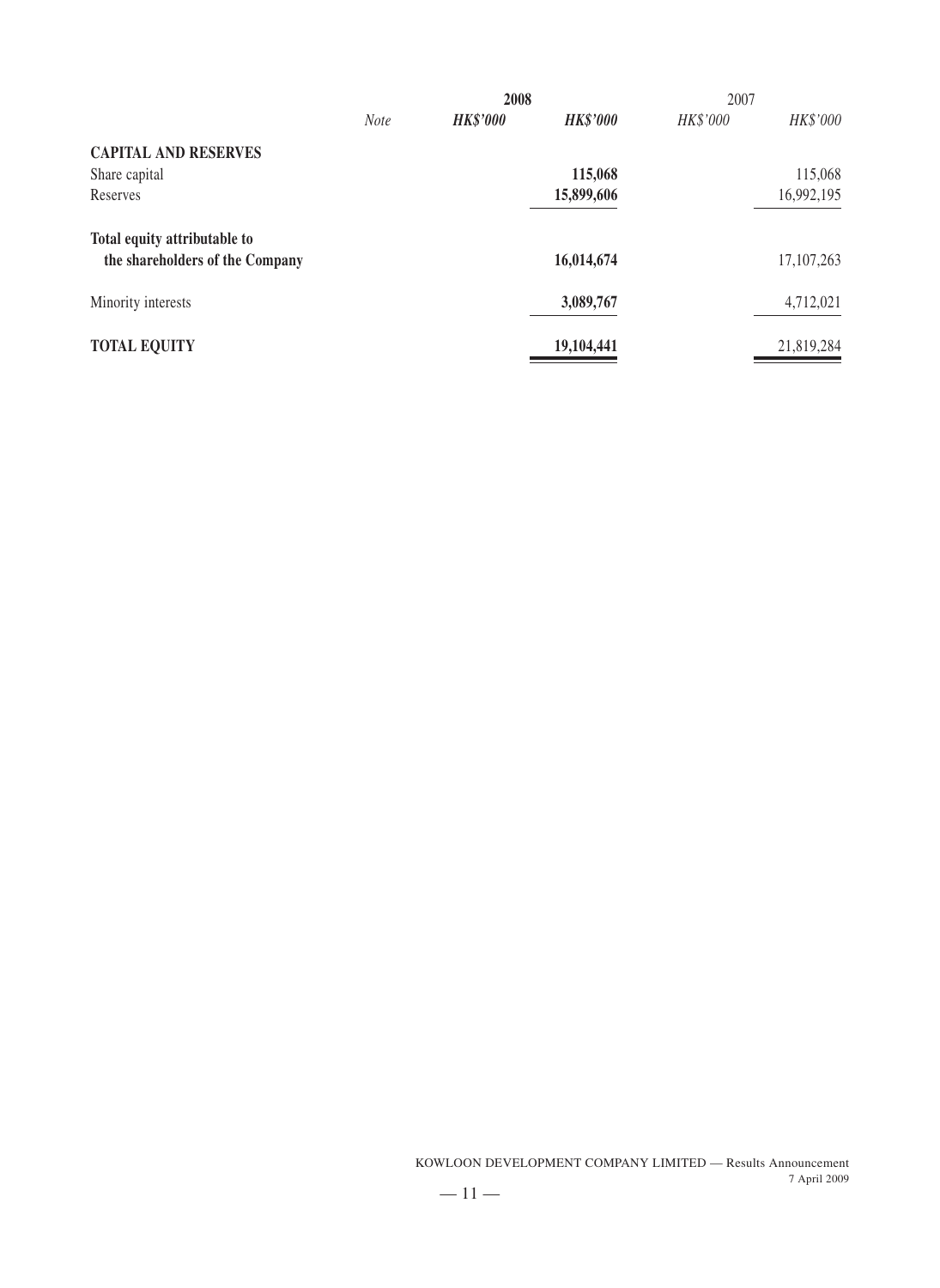| | Note | 2008 HK$'000 | 2008 HK$'000 | 2007 HK$'000 | 2007 HK$'000 |
|---|---|---|---|---|---|
| **CAPITAL AND RESERVES** | | | | | |
| Share capital | | | **115,068** | | 115,068 |
| Reserves | | | **15,899,606** | | 16,992,195 |
| **Total equity attributable to the shareholders of the Company** | | | **16,014,674** | | 17,107,263 |
| Minority interests | | | **3,089,767** | | 4,712,021 |
| **TOTAL EQUITY** | | | **19,104,441** | | 21,819,284 |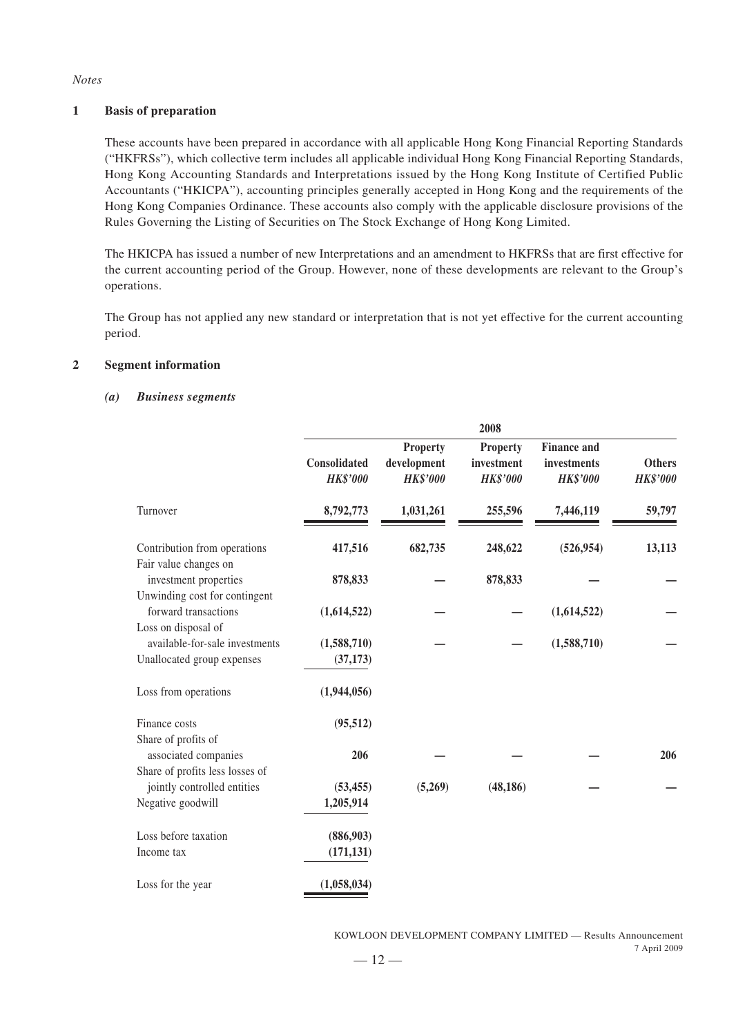*Notes*

## 1 Basis of preparation

These accounts have been prepared in accordance with all applicable Hong Kong Financial Reporting Standards ("HKFRSs"), which collective term includes all applicable individual Hong Kong Financial Reporting Standards, Hong Kong Accounting Standards and Interpretations issued by the Hong Kong Institute of Certified Public Accountants ("HKICPA"), accounting principles generally accepted in Hong Kong and the requirements of the Hong Kong Companies Ordinance. These accounts also comply with the applicable disclosure provisions of the Rules Governing the Listing of Securities on The Stock Exchange of Hong Kong Limited.

The HKICPA has issued a number of new Interpretations and an amendment to HKFRSs that are first effective for the current accounting period of the Group. However, none of these developments are relevant to the Group's operations.

The Group has not applied any new standard or interpretation that is not yet effective for the current accounting period.

## 2 Segment information

### *(a) Business segments*

| | 2008 | | | | |
|---|---|---|---|---|---|
| | **Consolidated** *HK$'000* | **Property development** *HK$'000* | **Property investment** *HK$'000* | **Finance and investments** *HK$'000* | **Others** *HK$'000* |
| Turnover | **8,792,773** | **1,031,261** | **255,596** | **7,446,119** | **59,797** |
| Contribution from operations | **417,516** | **682,735** | **248,622** | **(526,954)** | **13,113** |
| Fair value changes on investment properties | **878,833** | **—** | **878,833** | **—** | **—** |
| Unwinding cost for contingent forward transactions | **(1,614,522)** | **—** | **—** | **(1,614,522)** | **—** |
| Loss on disposal of available-for-sale investments | **(1,588,710)** | **—** | **—** | **(1,588,710)** | **—** |
| Unallocated group expenses | **(37,173)** | | | | |
| Loss from operations | **(1,944,056)** | | | | |
| Finance costs | **(95,512)** | | | | |
| Share of profits of associated companies | **206** | **—** | **—** | **—** | **206** |
| Share of profits less losses of jointly controlled entities | **(53,455)** | **(5,269)** | **(48,186)** | **—** | **—** |
| Negative goodwill | **1,205,914** | | | | |
| Loss before taxation | **(886,903)** | | | | |
| Income tax | **(171,131)** | | | | |
| Loss for the year | **(1,058,034)** | | | | |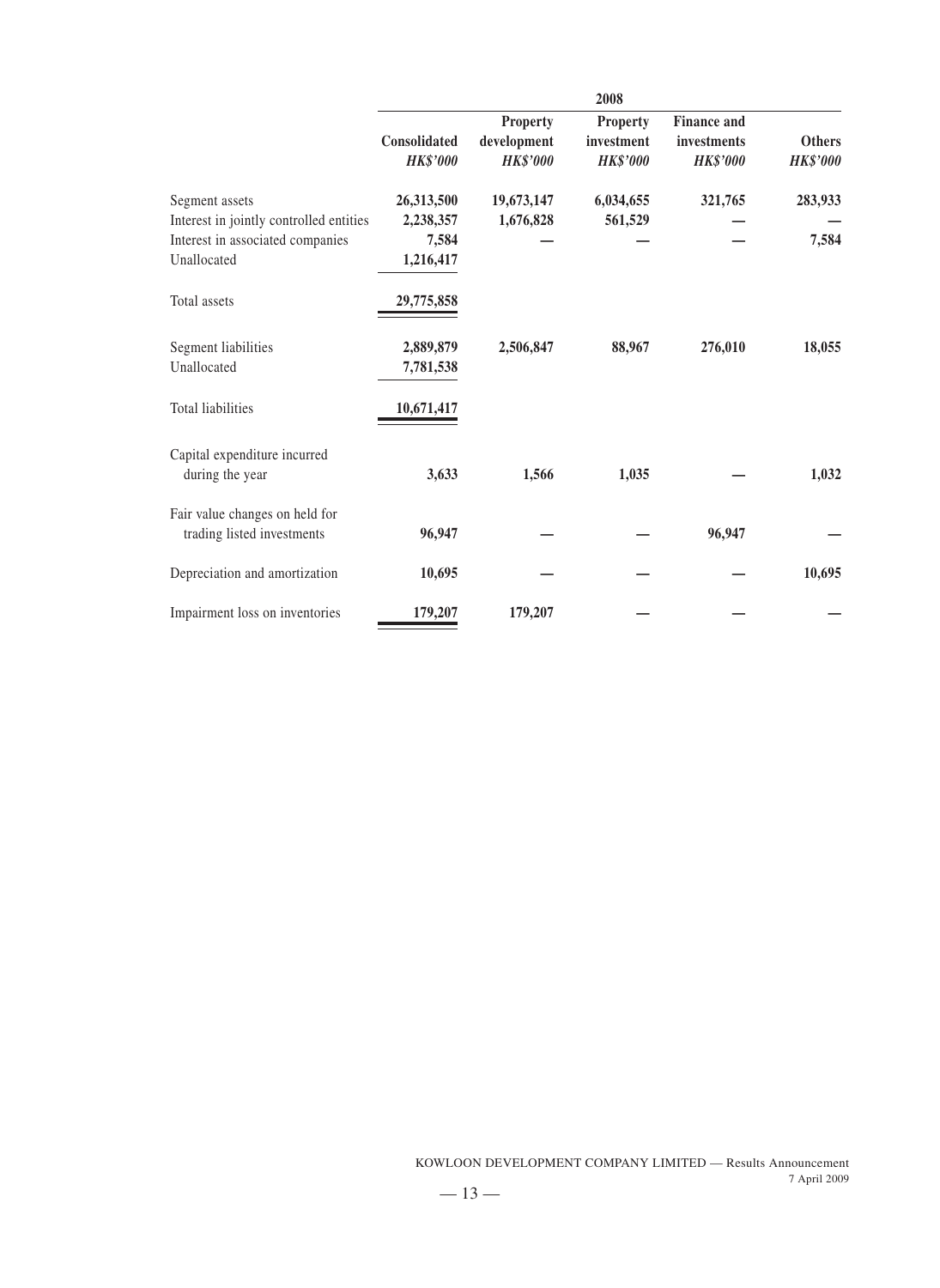| | 2008 | | | | |
|---|---|---|---|---|---|
| | **Consolidated** | **Property development** | **Property investment** | **Finance and investments** | **Others** |
| | ***HK$'000*** | ***HK$'000*** | ***HK$'000*** | ***HK$'000*** | ***HK$'000*** |
| Segment assets | **26,313,500** | **19,673,147** | **6,034,655** | **321,765** | **283,933** |
| Interest in jointly controlled entities | **2,238,357** | **1,676,828** | **561,529** | **—** | **—** |
| Interest in associated companies | **7,584** | **—** | **—** | **—** | **7,584** |
| Unallocated | **1,216,417** | | | | |
| Total assets | **29,775,858** | | | | |
| Segment liabilities | **2,889,879** | **2,506,847** | **88,967** | **276,010** | **18,055** |
| Unallocated | **7,781,538** | | | | |
| Total liabilities | **10,671,417** | | | | |
| Capital expenditure incurred during the year | **3,633** | **1,566** | **1,035** | **—** | **1,032** |
| Fair value changes on held for trading listed investments | **96,947** | **—** | **—** | **96,947** | **—** |
| Depreciation and amortization | **10,695** | **—** | **—** | **—** | **10,695** |
| Impairment loss on inventories | **179,207** | **179,207** | **—** | **—** | **—** |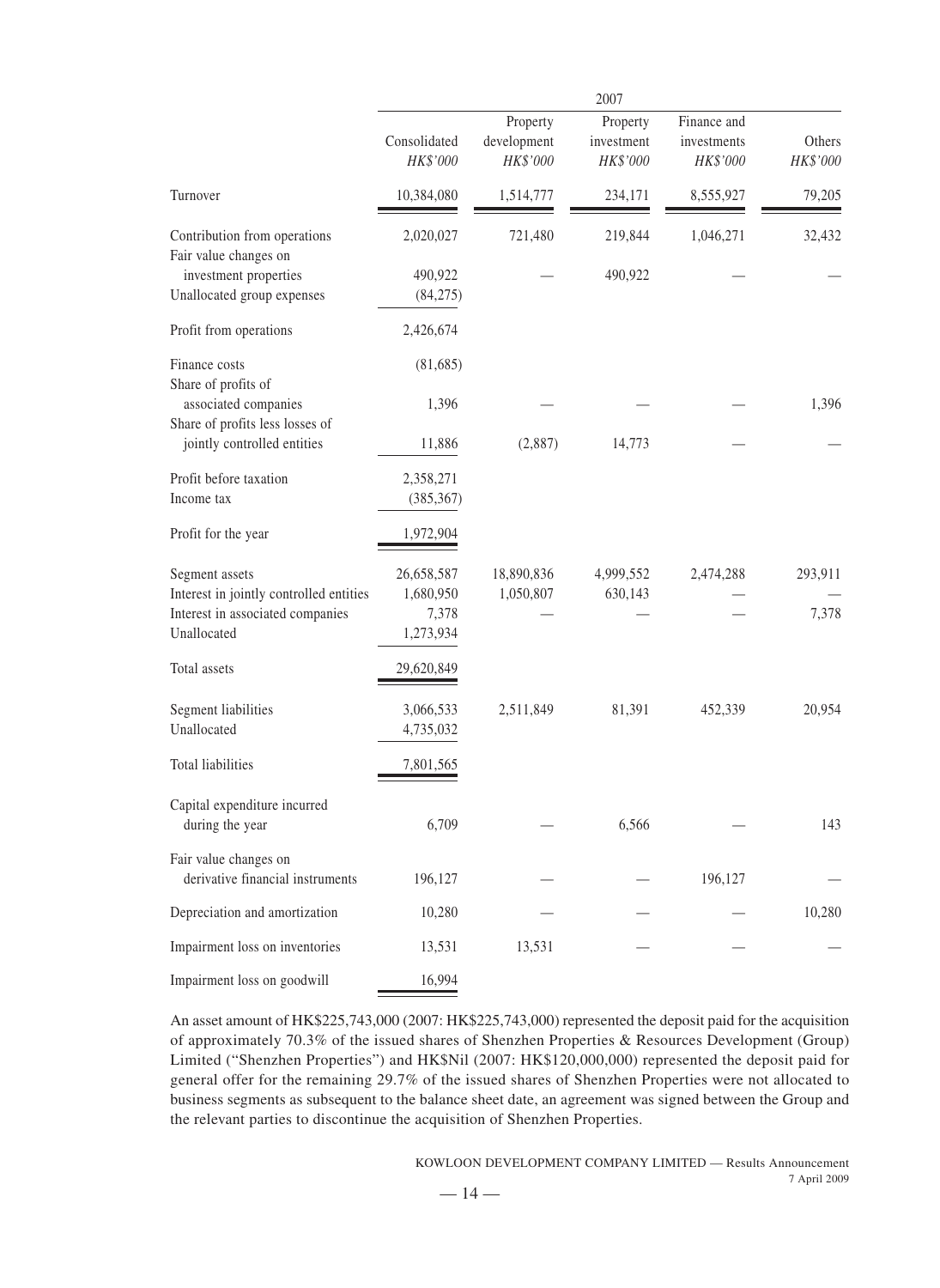| | 2007 | | | | |
|---|---|---|---|---|---|
| | Consolidated *HK$'000* | Property development *HK$'000* | Property investment *HK$'000* | Finance and investments *HK$'000* | Others *HK$'000* |
| Turnover | 10,384,080 | 1,514,777 | 234,171 | 8,555,927 | 79,205 |
| Contribution from operations | 2,020,027 | 721,480 | 219,844 | 1,046,271 | 32,432 |
| Fair value changes on investment properties | 490,922 | — | 490,922 | — | — |
| Unallocated group expenses | (84,275) | | | | |
| Profit from operations | 2,426,674 | | | | |
| Finance costs | (81,685) | | | | |
| Share of profits of associated companies | 1,396 | — | — | — | 1,396 |
| Share of profits less losses of jointly controlled entities | 11,886 | (2,887) | 14,773 | — | — |
| Profit before taxation | 2,358,271 | | | | |
| Income tax | (385,367) | | | | |
| Profit for the year | 1,972,904 | | | | |
| Segment assets | 26,658,587 | 18,890,836 | 4,999,552 | 2,474,288 | 293,911 |
| Interest in jointly controlled entities | 1,680,950 | 1,050,807 | 630,143 | — | — |
| Interest in associated companies | 7,378 | — | — | — | 7,378 |
| Unallocated | 1,273,934 | | | | |
| Total assets | 29,620,849 | | | | |
| Segment liabilities | 3,066,533 | 2,511,849 | 81,391 | 452,339 | 20,954 |
| Unallocated | 4,735,032 | | | | |
| Total liabilities | 7,801,565 | | | | |
| Capital expenditure incurred during the year | 6,709 | — | 6,566 | — | 143 |
| Fair value changes on derivative financial instruments | 196,127 | — | — | 196,127 | — |
| Depreciation and amortization | 10,280 | — | — | — | 10,280 |
| Impairment loss on inventories | 13,531 | 13,531 | — | — | — |
| Impairment loss on goodwill | 16,994 | | | | |

An asset amount of HK$225,743,000 (2007: HK$225,743,000) represented the deposit paid for the acquisition of approximately 70.3% of the issued shares of Shenzhen Properties & Resources Development (Group) Limited ("Shenzhen Properties") and HK$Nil (2007: HK$120,000,000) represented the deposit paid for general offer for the remaining 29.7% of the issued shares of Shenzhen Properties were not allocated to business segments as subsequent to the balance sheet date, an agreement was signed between the Group and the relevant parties to discontinue the acquisition of Shenzhen Properties.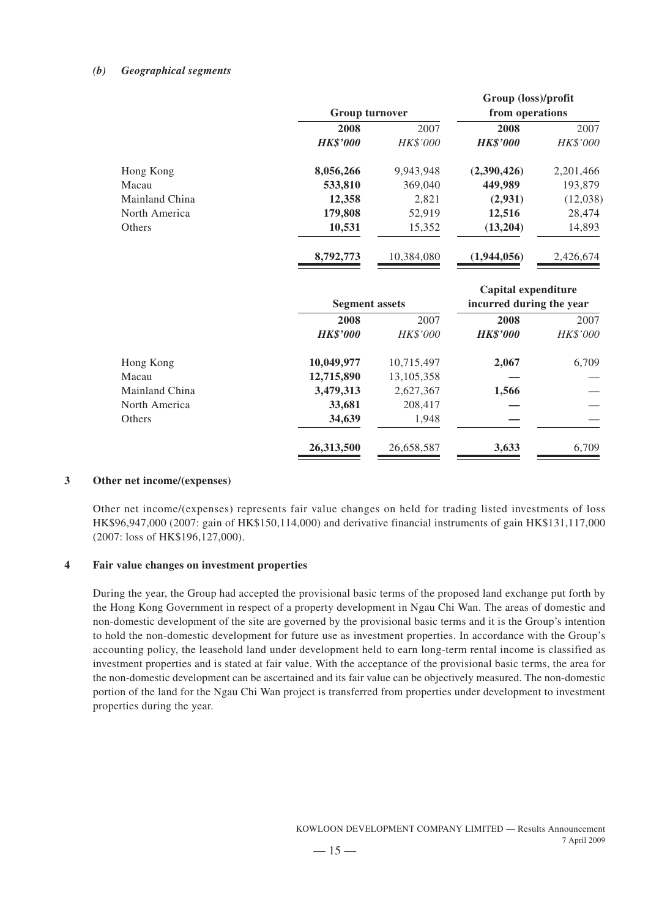*(b) Geographical segments*

| | Group turnover | | Group (loss)/profit from operations | |
|---|---|---|---|---|
| | **2008** | 2007 | **2008** | 2007 |
| | ***HK$'000*** | *HK$'000* | ***HK$'000*** | *HK$'000* |
| Hong Kong | **8,056,266** | 9,943,948 | **(2,390,426)** | 2,201,466 |
| Macau | **533,810** | 369,040 | **449,989** | 193,879 |
| Mainland China | **12,358** | 2,821 | **(2,931)** | (12,038) |
| North America | **179,808** | 52,919 | **12,516** | 28,474 |
| Others | **10,531** | 15,352 | **(13,204)** | 14,893 |
| | **8,792,773** | 10,384,080 | **(1,944,056)** | 2,426,674 |

| | Segment assets | | Capital expenditure incurred during the year | |
|---|---|---|---|---|
| | **2008** | 2007 | **2008** | 2007 |
| | ***HK$'000*** | *HK$'000* | ***HK$'000*** | *HK$'000* |
| Hong Kong | **10,049,977** | 10,715,497 | **2,067** | 6,709 |
| Macau | **12,715,890** | 13,105,358 | **—** | — |
| Mainland China | **3,479,313** | 2,627,367 | **1,566** | — |
| North America | **33,681** | 208,417 | **—** | — |
| Others | **34,639** | 1,948 | **—** | — |
| | **26,313,500** | 26,658,587 | **3,633** | 6,709 |

## 3 Other net income/(expenses)

Other net income/(expenses) represents fair value changes on held for trading listed investments of loss HK$96,947,000 (2007: gain of HK$150,114,000) and derivative financial instruments of gain HK$131,117,000 (2007: loss of HK$196,127,000).

## 4 Fair value changes on investment properties

During the year, the Group had accepted the provisional basic terms of the proposed land exchange put forth by the Hong Kong Government in respect of a property development in Ngau Chi Wan. The areas of domestic and non-domestic development of the site are governed by the provisional basic terms and it is the Group's intention to hold the non-domestic development for future use as investment properties. In accordance with the Group's accounting policy, the leasehold land under development held to earn long-term rental income is classified as investment properties and is stated at fair value. With the acceptance of the provisional basic terms, the area for the non-domestic development can be ascertained and its fair value can be objectively measured. The non-domestic portion of the land for the Ngau Chi Wan project is transferred from properties under development to investment properties during the year.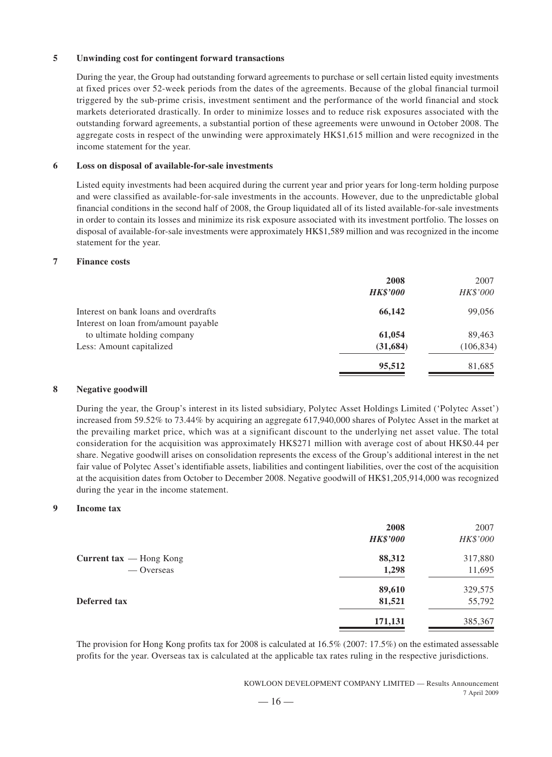## 5 Unwinding cost for contingent forward transactions

During the year, the Group had outstanding forward agreements to purchase or sell certain listed equity investments at fixed prices over 52-week periods from the dates of the agreements. Because of the global financial turmoil triggered by the sub-prime crisis, investment sentiment and the performance of the world financial and stock markets deteriorated drastically. In order to minimize losses and to reduce risk exposures associated with the outstanding forward agreements, a substantial portion of these agreements were unwound in October 2008. The aggregate costs in respect of the unwinding were approximately HK$1,615 million and were recognized in the income statement for the year.

## 6 Loss on disposal of available-for-sale investments

Listed equity investments had been acquired during the current year and prior years for long-term holding purpose and were classified as available-for-sale investments in the accounts. However, due to the unpredictable global financial conditions in the second half of 2008, the Group liquidated all of its listed available-for-sale investments in order to contain its losses and minimize its risk exposure associated with its investment portfolio. The losses on disposal of available-for-sale investments were approximately HK$1,589 million and was recognized in the income statement for the year.

## 7 Finance costs

| | **2008** | 2007 |
|---|---|---|
| | ***HK$'000*** | *HK$'000* |
| Interest on bank loans and overdrafts | **66,142** | 99,056 |
| Interest on loan from/amount payable to ultimate holding company | **61,054** | 89,463 |
| Less: Amount capitalized | **(31,684)** | (106,834) |
| | **95,512** | 81,685 |

## 8 Negative goodwill

During the year, the Group's interest in its listed subsidiary, Polytec Asset Holdings Limited ('Polytec Asset') increased from 59.52% to 73.44% by acquiring an aggregate 617,940,000 shares of Polytec Asset in the market at the prevailing market price, which was at a significant discount to the underlying net asset value. The total consideration for the acquisition was approximately HK$271 million with average cost of about HK$0.44 per share. Negative goodwill arises on consolidation represents the excess of the Group's additional interest in the net fair value of Polytec Asset's identifiable assets, liabilities and contingent liabilities, over the cost of the acquisition at the acquisition dates from October to December 2008. Negative goodwill of HK$1,205,914,000 was recognized during the year in the income statement.

## 9 Income tax

| | **2008** | 2007 |
|---|---|---|
| | ***HK$'000*** | *HK$'000* |
| **Current tax** — Hong Kong | **88,312** | 317,880 |
| — Overseas | **1,298** | 11,695 |
| | **89,610** | 329,575 |
| **Deferred tax** | **81,521** | 55,792 |
| | **171,131** | 385,367 |

The provision for Hong Kong profits tax for 2008 is calculated at 16.5% (2007: 17.5%) on the estimated assessable profits for the year. Overseas tax is calculated at the applicable tax rates ruling in the respective jurisdictions.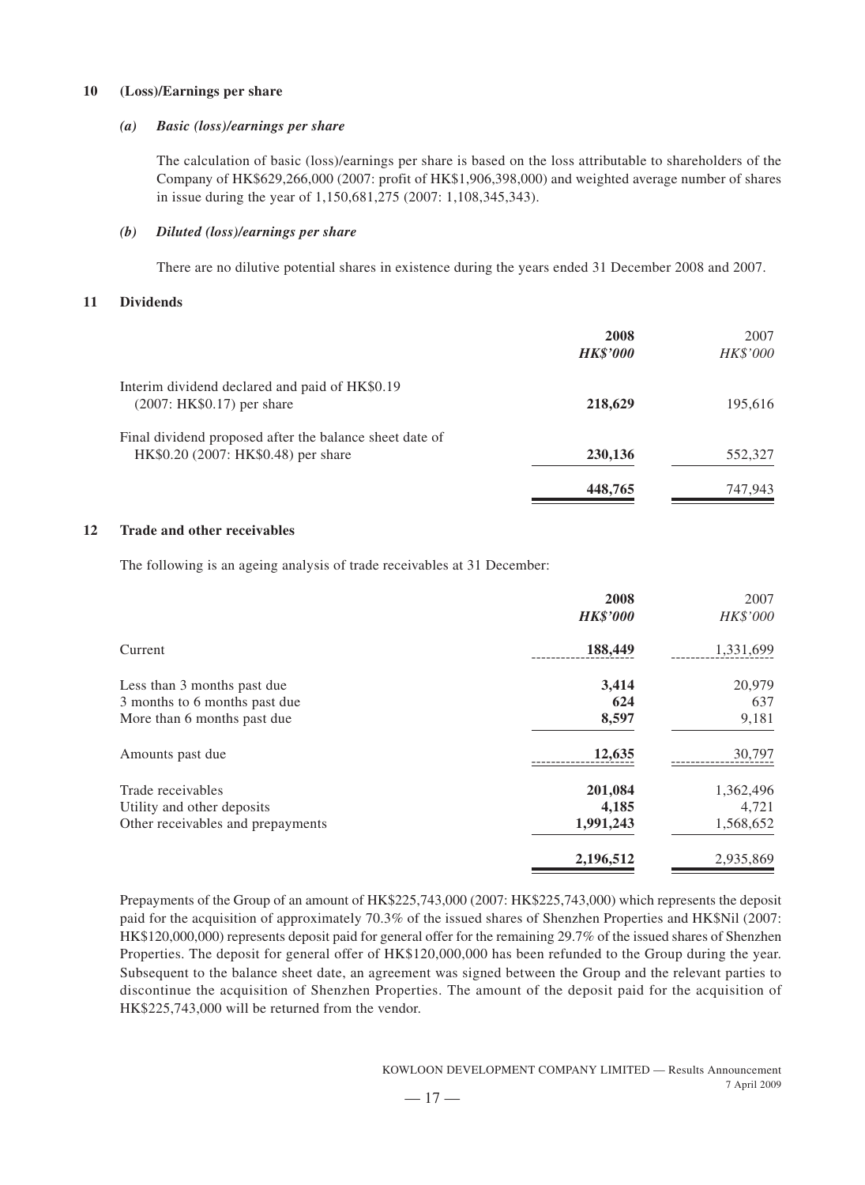## 10 (Loss)/Earnings per share

### *(a) Basic (loss)/earnings per share*

The calculation of basic (loss)/earnings per share is based on the loss attributable to shareholders of the Company of HK$629,266,000 (2007: profit of HK$1,906,398,000) and weighted average number of shares in issue during the year of 1,150,681,275 (2007: 1,108,345,343).

### *(b) Diluted (loss)/earnings per share*

There are no dilutive potential shares in existence during the years ended 31 December 2008 and 2007.

## 11 Dividends

| | **2008** | 2007 |
|---|---|---|
| | ***HK$'000*** | *HK$'000* |
| Interim dividend declared and paid of HK$0.19 (2007: HK$0.17) per share | **218,629** | 195,616 |
| Final dividend proposed after the balance sheet date of HK$0.20 (2007: HK$0.48) per share | **230,136** | 552,327 |
| | **448,765** | 747,943 |

## 12 Trade and other receivables

The following is an ageing analysis of trade receivables at 31 December:

| | **2008** | 2007 |
|---|---|---|
| | ***HK$'000*** | *HK$'000* |
| Current | **188,449** | 1,331,699 |
| Less than 3 months past due | **3,414** | 20,979 |
| 3 months to 6 months past due | **624** | 637 |
| More than 6 months past due | **8,597** | 9,181 |
| Amounts past due | **12,635** | 30,797 |
| Trade receivables | **201,084** | 1,362,496 |
| Utility and other deposits | **4,185** | 4,721 |
| Other receivables and prepayments | **1,991,243** | 1,568,652 |
| | **2,196,512** | 2,935,869 |

Prepayments of the Group of an amount of HK$225,743,000 (2007: HK$225,743,000) which represents the deposit paid for the acquisition of approximately 70.3% of the issued shares of Shenzhen Properties and HK$Nil (2007: HK$120,000,000) represents deposit paid for general offer for the remaining 29.7% of the issued shares of Shenzhen Properties. The deposit for general offer of HK$120,000,000 has been refunded to the Group during the year. Subsequent to the balance sheet date, an agreement was signed between the Group and the relevant parties to discontinue the acquisition of Shenzhen Properties. The amount of the deposit paid for the acquisition of HK$225,743,000 will be returned from the vendor.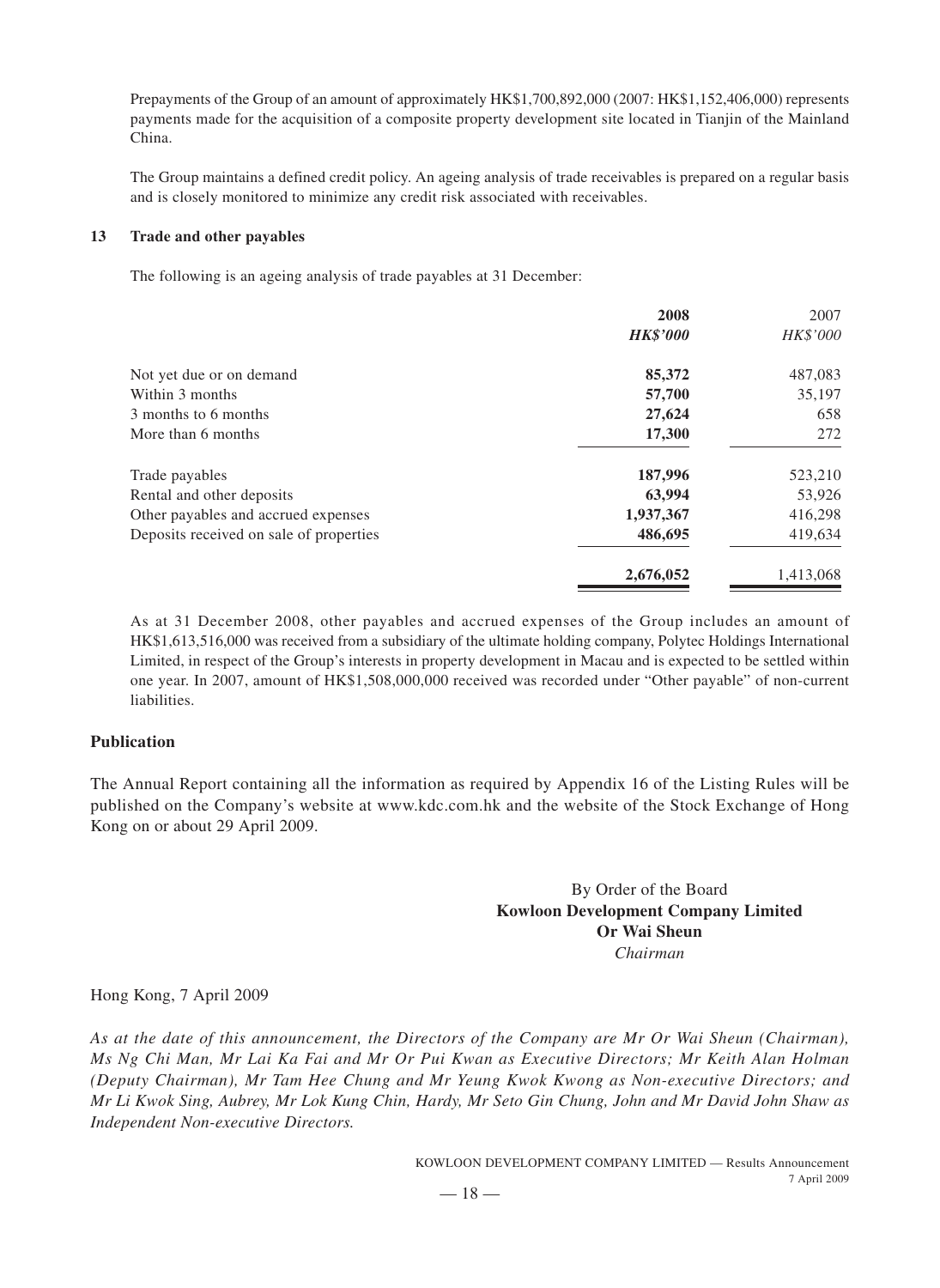Prepayments of the Group of an amount of approximately HK$1,700,892,000 (2007: HK$1,152,406,000) represents payments made for the acquisition of a composite property development site located in Tianjin of the Mainland China.

The Group maintains a defined credit policy. An ageing analysis of trade receivables is prepared on a regular basis and is closely monitored to minimize any credit risk associated with receivables.

### 13 Trade and other payables

The following is an ageing analysis of trade payables at 31 December:

| | 2008 | 2007 |
|---|---|---|
| | *HK$'000* | *HK$'000* |
| Not yet due or on demand | **85,372** | 487,083 |
| Within 3 months | **57,700** | 35,197 |
| 3 months to 6 months | **27,624** | 658 |
| More than 6 months | **17,300** | 272 |
| Trade payables | **187,996** | 523,210 |
| Rental and other deposits | **63,994** | 53,926 |
| Other payables and accrued expenses | **1,937,367** | 416,298 |
| Deposits received on sale of properties | **486,695** | 419,634 |
| | **2,676,052** | 1,413,068 |

As at 31 December 2008, other payables and accrued expenses of the Group includes an amount of HK$1,613,516,000 was received from a subsidiary of the ultimate holding company, Polytec Holdings International Limited, in respect of the Group's interests in property development in Macau and is expected to be settled within one year. In 2007, amount of HK$1,508,000,000 received was recorded under "Other payable" of non-current liabilities.

## Publication

The Annual Report containing all the information as required by Appendix 16 of the Listing Rules will be published on the Company's website at www.kdc.com.hk and the website of the Stock Exchange of Hong Kong on or about 29 April 2009.

By Order of the Board
**Kowloon Development Company Limited**
**Or Wai Sheun**
*Chairman*

Hong Kong, 7 April 2009

*As at the date of this announcement, the Directors of the Company are Mr Or Wai Sheun (Chairman), Ms Ng Chi Man, Mr Lai Ka Fai and Mr Or Pui Kwan as Executive Directors; Mr Keith Alan Holman (Deputy Chairman), Mr Tam Hee Chung and Mr Yeung Kwok Kwong as Non-executive Directors; and Mr Li Kwok Sing, Aubrey, Mr Lok Kung Chin, Hardy, Mr Seto Gin Chung, John and Mr David John Shaw as Independent Non-executive Directors.*